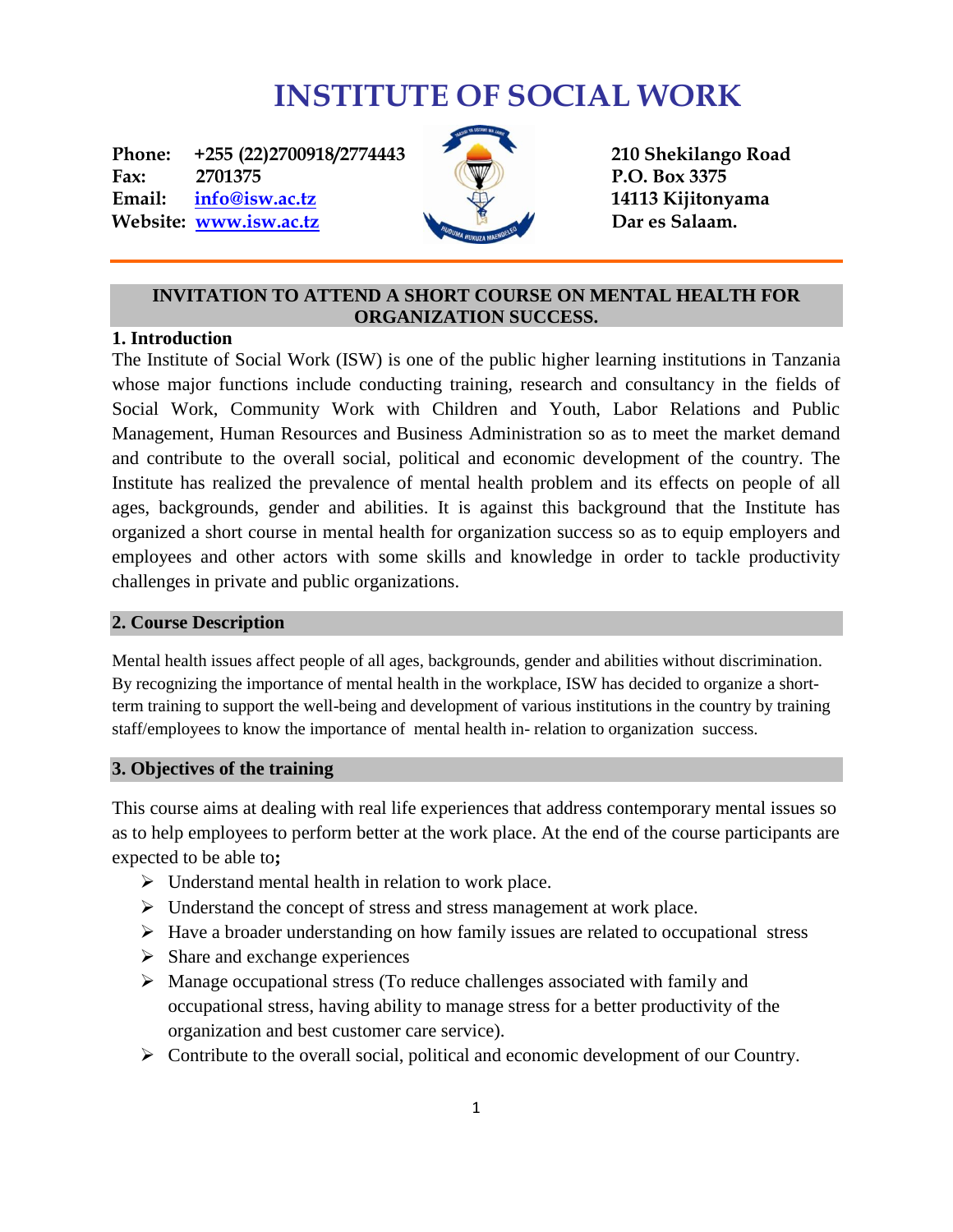# INSTITUTE OF SOCIAL WORK

**Phone:** +255 (22)2700918/2774443
**Fax:** 2701375
**Email:** info@isw.ac.tz
**Website:** www.isw.ac.tz

**210 Shekilango Road**
**P.O. Box 3375**
**14113 Kijitonyama**
**Dar es Salaam.**

---

## INVITATION TO ATTEND A SHORT COURSE ON MENTAL HEALTH FOR ORGANIZATION SUCCESS.

### 1. Introduction

The Institute of Social Work (ISW) is one of the public higher learning institutions in Tanzania whose major functions include conducting training, research and consultancy in the fields of Social Work, Community Work with Children and Youth, Labor Relations and Public Management, Human Resources and Business Administration so as to meet the market demand and contribute to the overall social, political and economic development of the country. The Institute has realized the prevalence of mental health problem and its effects on people of all ages, backgrounds, gender and abilities. It is against this background that the Institute has organized a short course in mental health for organization success so as to equip employers and employees and other actors with some skills and knowledge in order to tackle productivity challenges in private and public organizations.

### 2. Course Description

Mental health issues affect people of all ages, backgrounds, gender and abilities without discrimination. By recognizing the importance of mental health in the workplace, ISW has decided to organize a short-term training to support the well-being and development of various institutions in the country by training staff/employees to know the importance of mental health in- relation to organization success.

### 3. Objectives of the training

This course aims at dealing with real life experiences that address contemporary mental issues so as to help employees to perform better at the work place. At the end of the course participants are expected to be able to**;**

- Understand mental health in relation to work place.
- Understand the concept of stress and stress management at work place.
- Have a broader understanding on how family issues are related to occupational stress
- Share and exchange experiences
- Manage occupational stress (To reduce challenges associated with family and occupational stress, having ability to manage stress for a better productivity of the organization and best customer care service).
- Contribute to the overall social, political and economic development of our Country.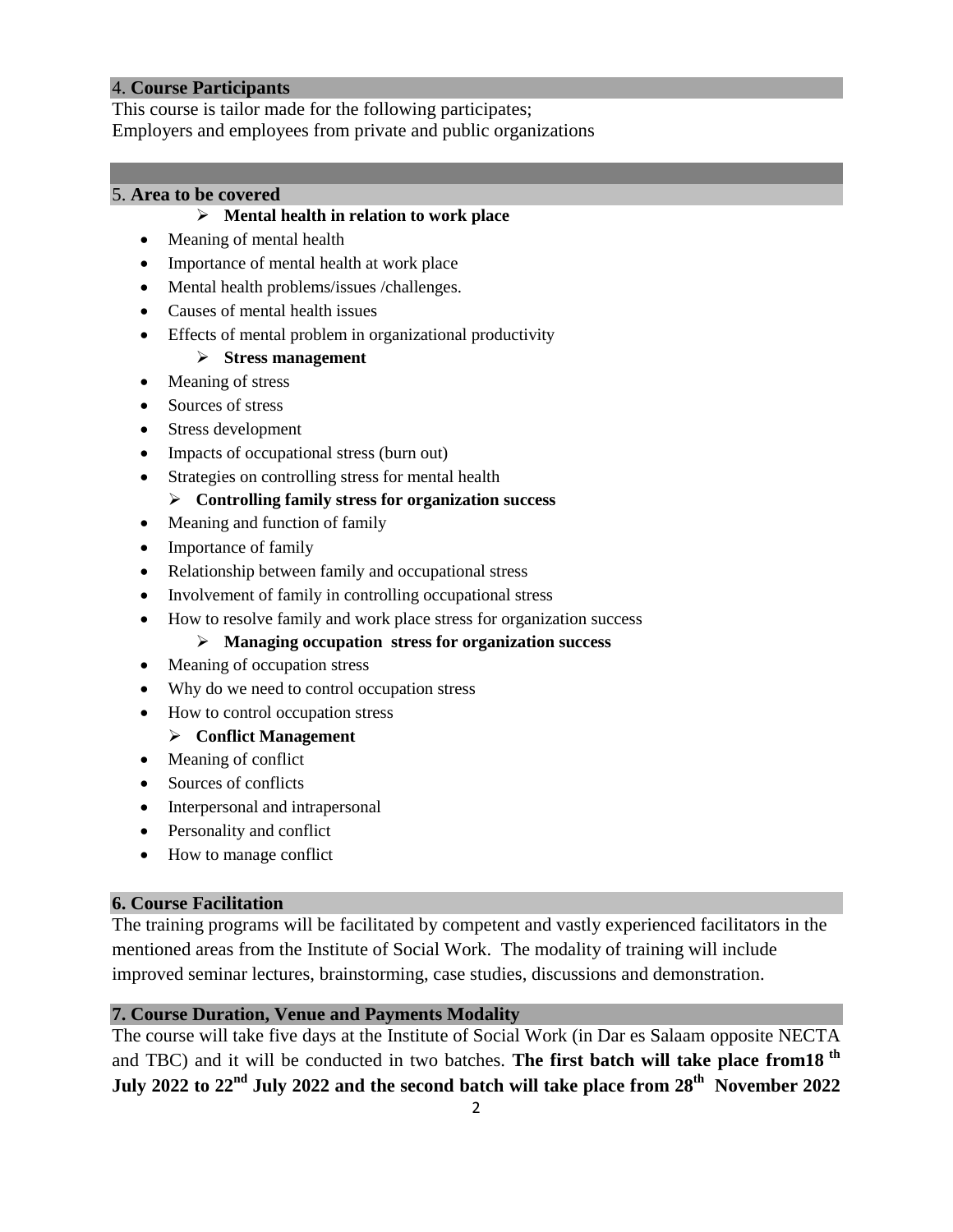## 4. **Course Participants**

This course is tailor made for the following participates;
Employers and employees from private and public organizations

## 5. **Area to be covered**

- **Mental health in relation to work place**
  - Meaning of mental health
  - Importance of mental health at work place
  - Mental health problems/issues /challenges.
  - Causes of mental health issues
  - Effects of mental problem in organizational productivity
- **Stress management**
  - Meaning of stress
  - Sources of stress
  - Stress development
  - Impacts of occupational stress (burn out)
  - Strategies on controlling stress for mental health
- **Controlling family stress for organization success**
  - Meaning and function of family
  - Importance of family
  - Relationship between family and occupational stress
  - Involvement of family in controlling occupational stress
  - How to resolve family and work place stress for organization success
- **Managing occupation stress for organization success**
  - Meaning of occupation stress
  - Why do we need to control occupation stress
  - How to control occupation stress
- **Conflict Management**
  - Meaning of conflict
  - Sources of conflicts
  - Interpersonal and intrapersonal
  - Personality and conflict
  - How to manage conflict

## 6. Course Facilitation

The training programs will be facilitated by competent and vastly experienced facilitators in the mentioned areas from the Institute of Social Work. The modality of training will include improved seminar lectures, brainstorming, case studies, discussions and demonstration.

## 7. Course Duration, Venue and Payments Modality

The course will take five days at the Institute of Social Work (in Dar es Salaam opposite NECTA and TBC) and it will be conducted in two batches. **The first batch will take place from18 th July 2022 to 22nd July 2022 and the second batch will take place from 28th November 2022**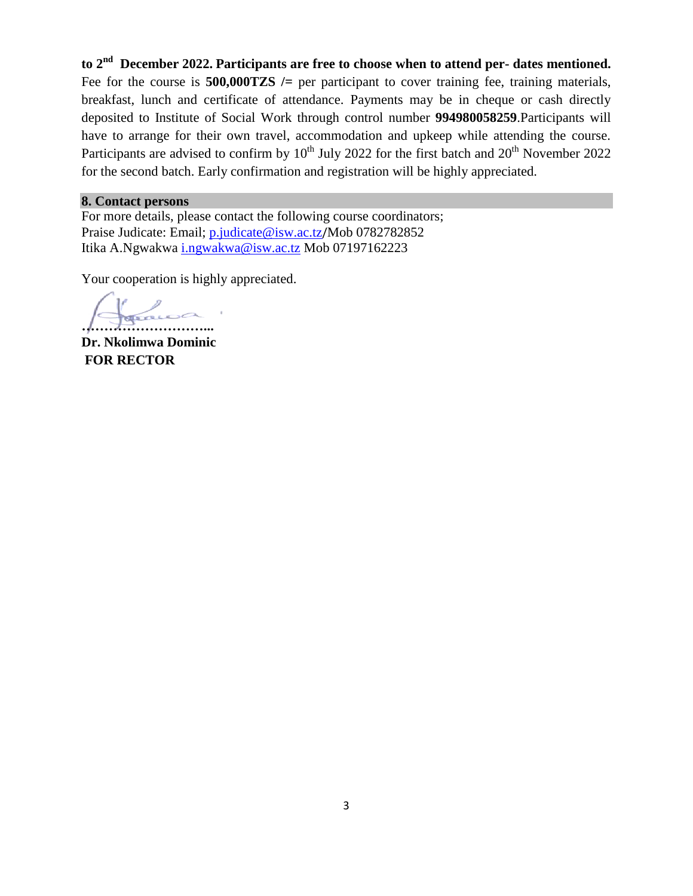**to 2[nd] December 2022. Participants are free to choose when to attend per- dates mentioned.** Fee for the course is **500,000TZS /=** per participant to cover training fee, training materials, breakfast, lunch and certificate of attendance. Payments may be in cheque or cash directly deposited to Institute of Social Work through control number **994980058259**.Participants will have to arrange for their own travel, accommodation and upkeep while attending the course. Participants are advised to confirm by 10th July 2022 for the first batch and 20th November 2022 for the second batch. Early confirmation and registration will be highly appreciated.

## 8. Contact persons

For more details, please contact the following course coordinators;
Praise Judicate: Email; p.judicate@isw.ac.tz/Mob 0782782852
Itika A.Ngwakwa i.ngwakwa@isw.ac.tz Mob 07197162223

Your cooperation is highly appreciated.

**……………………………...**
**Dr. Nkolimwa Dominic**
**FOR RECTOR**